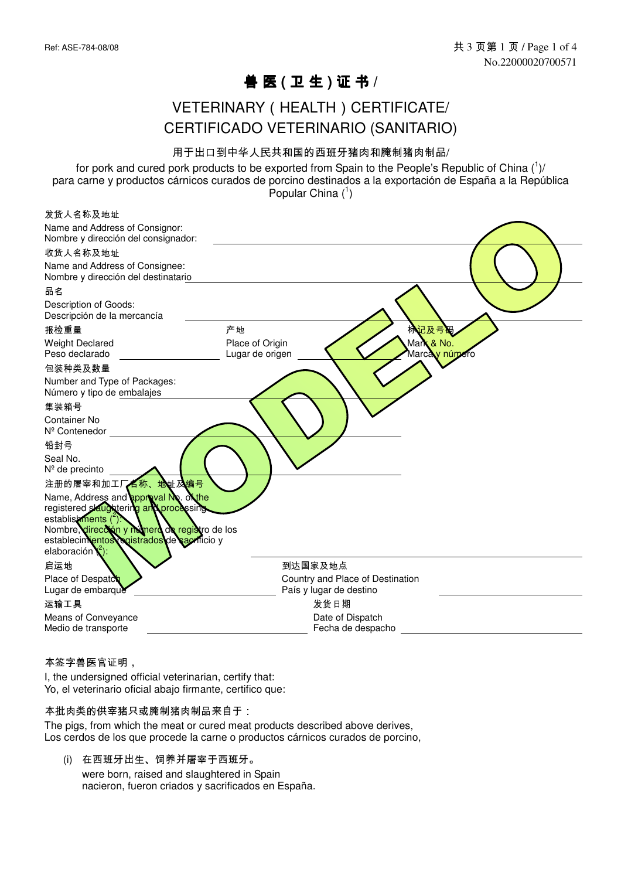Ref: ASE-784-08/08

No.22000020700571

# 兽 医 ( 卫 生 ) 证 书 /

# VETERINARY ( HEALTH ) CERTIFICATE/ CERTIFICADO VETERINARIO (SANITARIO)

用于出口到中华人民共和国的西班牙猪肉和腌制猪肉制品/
for pork and cured pork products to be exported from Spain to the People's Republic of China ([1])/
para carne y productos cárnicos curados de porcino destinados a la exportación de España a la República Popular China ([1])

MODELO

发货人名称及地址
Name and Address of Consignor:
Nombre y dirección del consignador: ______

收货人名称及地址
Name and Address of Consignee:
Nombre y dirección del destinatario ______

品名
Description of Goods:
Descripción de la mercancía ______

报检重量
Weight Declared
Peso declarado ______

产地
Place of Origin
Lugar de origen ______

标记及号码
Mark & No.
Marca y número

包装种类及数量
Number and Type of Packages:
Número y tipo de embalajes ______

集装箱号
Container No
Nº Contenedor ______

铅封号
Seal No.
Nº de precinto ______

注册的屠宰和加工厂名称、地址及编号
Name, Address and approval No. of the registered slaughtering and processing establishments ([2]):
Nombre, dirección y número de registro de los establecimientos registrados de sacrificio y elaboración ([2]): ______

启运地
Place of Despatch
Lugar de embarque ______

到达国家及地点
Country and Place of Destination
País y lugar de destino ______

运输工具
Means of Conveyance
Medio de transporte ______

发货日期
Date of Dispatch
Fecha de despacho ______

本签字兽医官证明，
I, the undersigned official veterinarian, certify that:
Yo, el veterinario oficial abajo firmante, certifico que:

本批肉类的供宰猪只或腌制猪肉制品来自于：
The pigs, from which the meat or cured meat products described above derives,
Los cerdos de los que procede la carne o productos cárnicos curados de porcino,

(i) 在西班牙出生、饲养并屠宰于西班牙。
were born, raised and slaughtered in Spain
nacieron, fueron criados y sacrificados en España.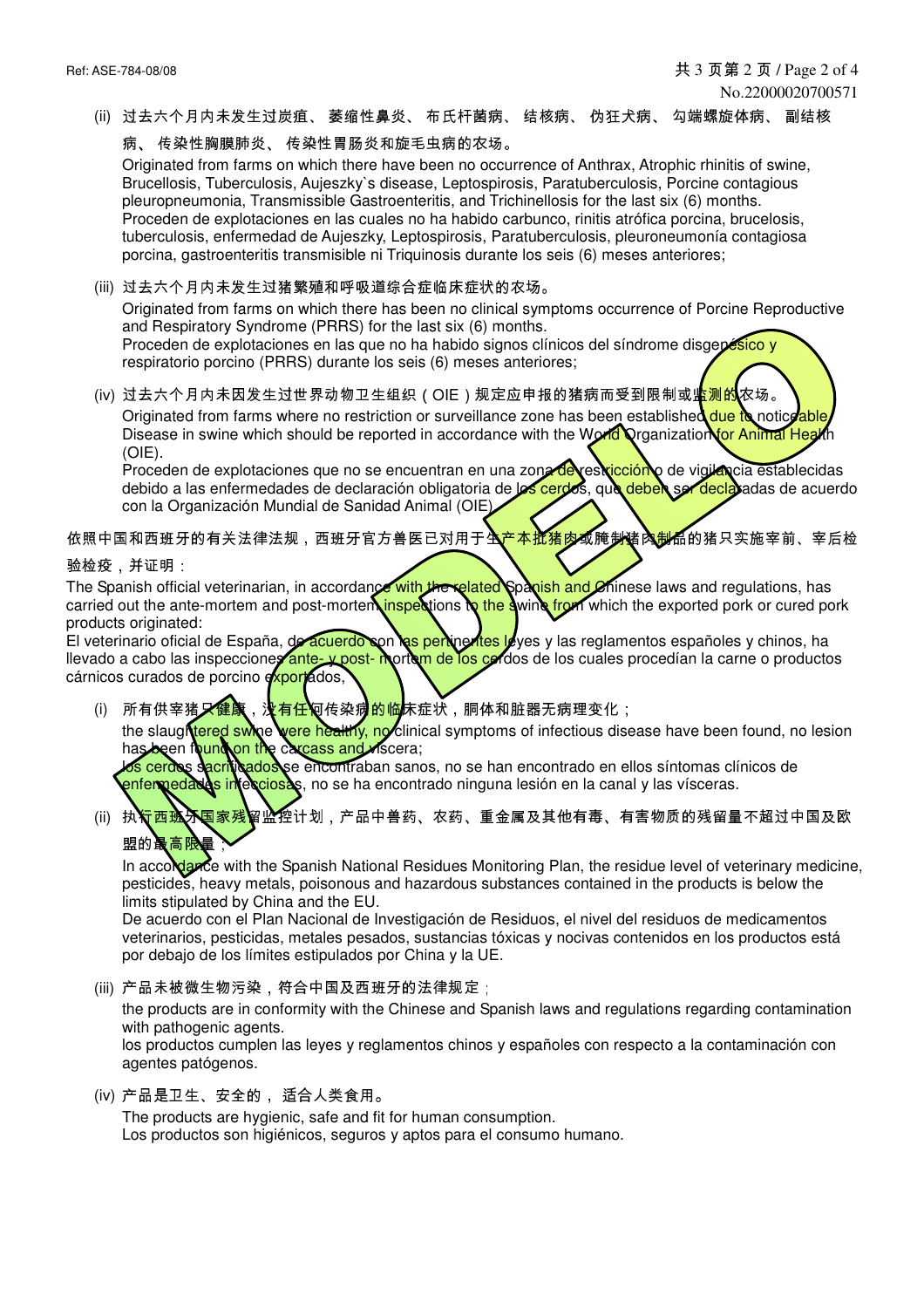(ii) 过去六个月内未发生过炭疽、 萎缩性鼻炎、 布氏杆菌病、 结核病、 伪狂犬病、 勾端螺旋体病、 副结核病、 传染性胸膜肺炎、 传染性胃肠炎和旋毛虫病的农场。

Originated from farms on which there have been no occurrence of Anthrax, Atrophic rhinitis of swine, Brucellosis, Tuberculosis, Aujeszky`s disease, Leptospirosis, Paratuberculosis, Porcine contagious pleuropneumonia, Transmissible Gastroenteritis, and Trichinellosis for the last six (6) months.
Proceden de explotaciones en las cuales no ha habido carbunco, rinitis atrófica porcina, brucelosis, tuberculosis, enfermedad de Aujeszky, Leptospirosis, Paratuberculosis, pleuroneumonía contagiosa porcina, gastroenteritis transmisible ni Triquinosis durante los seis (6) meses anteriores;

(iii) 过去六个月内未发生过猪繁殖和呼吸道综合症临床症状的农场。

Originated from farms on which there has been no clinical symptoms occurrence of Porcine Reproductive and Respiratory Syndrome (PRRS) for the last six (6) months.
Proceden de explotaciones en las que no ha habido signos clínicos del síndrome disgenésico y respiratorio porcino (PRRS) durante los seis (6) meses anteriores;

(iv) 过去六个月内未因发生过世界动物卫生组织（OIE）规定应申报的猪病而受到限制或监测的农场。

Originated from farms where no restriction or surveillance zone has been established due to noticeable Disease in swine which should be reported in accordance with the World Organization for Animal Health (OIE).
Proceden de explotaciones que no se encuentran en una zona de restricción o de vigilancia establecidas debido a las enfermedades de declaración obligatoria de los cerdos, que deben ser declaradas de acuerdo con la Organización Mundial de Sanidad Animal (OIE).

依照中国和西班牙的有关法律法规，西班牙官方兽医已对用于生产本批猪肉或腌制猪肉制品的猪只实施宰前、宰后检验检疫，并证明：

The Spanish official veterinarian, in accordance with the related Spanish and Chinese laws and regulations, has carried out the ante-mortem and post-mortem inspections to the swine from which the exported pork or cured pork products originated:
El veterinario oficial de España, de acuerdo con las pertinentes leyes y las reglamentos españoles y chinos, ha llevado a cabo las inspecciones ante- y post- mortem de los cerdos de los cuales procedían la carne o productos cárnicos curados de porcino exportados,

(i) 所有供宰猪只健康，没有任何传染病的临床症状，胴体和脏器无病理变化；

the slaughtered swine were healthy, no clinical symptoms of infectious disease have been found, no lesion has been found on the carcass and viscera;
los cerdos sacrificados se encontraban sanos, no se han encontrado en ellos síntomas clínicos de enfermedades infecciosas, no se ha encontrado ninguna lesión en la canal y las vísceras.

(ii) 执行西班牙国家残留监控计划，产品中兽药、农药、重金属及其他有毒、有害物质的残留量不超过中国及欧盟的最高限量；

In accordance with the Spanish National Residues Monitoring Plan, the residue level of veterinary medicine, pesticides, heavy metals, poisonous and hazardous substances contained in the products is below the limits stipulated by China and the EU.
De acuerdo con el Plan Nacional de Investigación de Residuos, el nivel del residuos de medicamentos veterinarios, pesticidas, metales pesados, sustancias tóxicas y nocivas contenidos en los productos está por debajo de los límites estipulados por China y la UE.

(iii) 产品未被微生物污染，符合中国及西班牙的法律规定；

the products are in conformity with the Chinese and Spanish laws and regulations regarding contamination with pathogenic agents.
los productos cumplen las leyes y reglamentos chinos y españoles con respecto a la contaminación con agentes patógenos.

(iv) 产品是卫生、安全的， 适合人类食用。

The products are hygienic, safe and fit for human consumption.
Los productos son higiénicos, seguros y aptos para el consumo humano.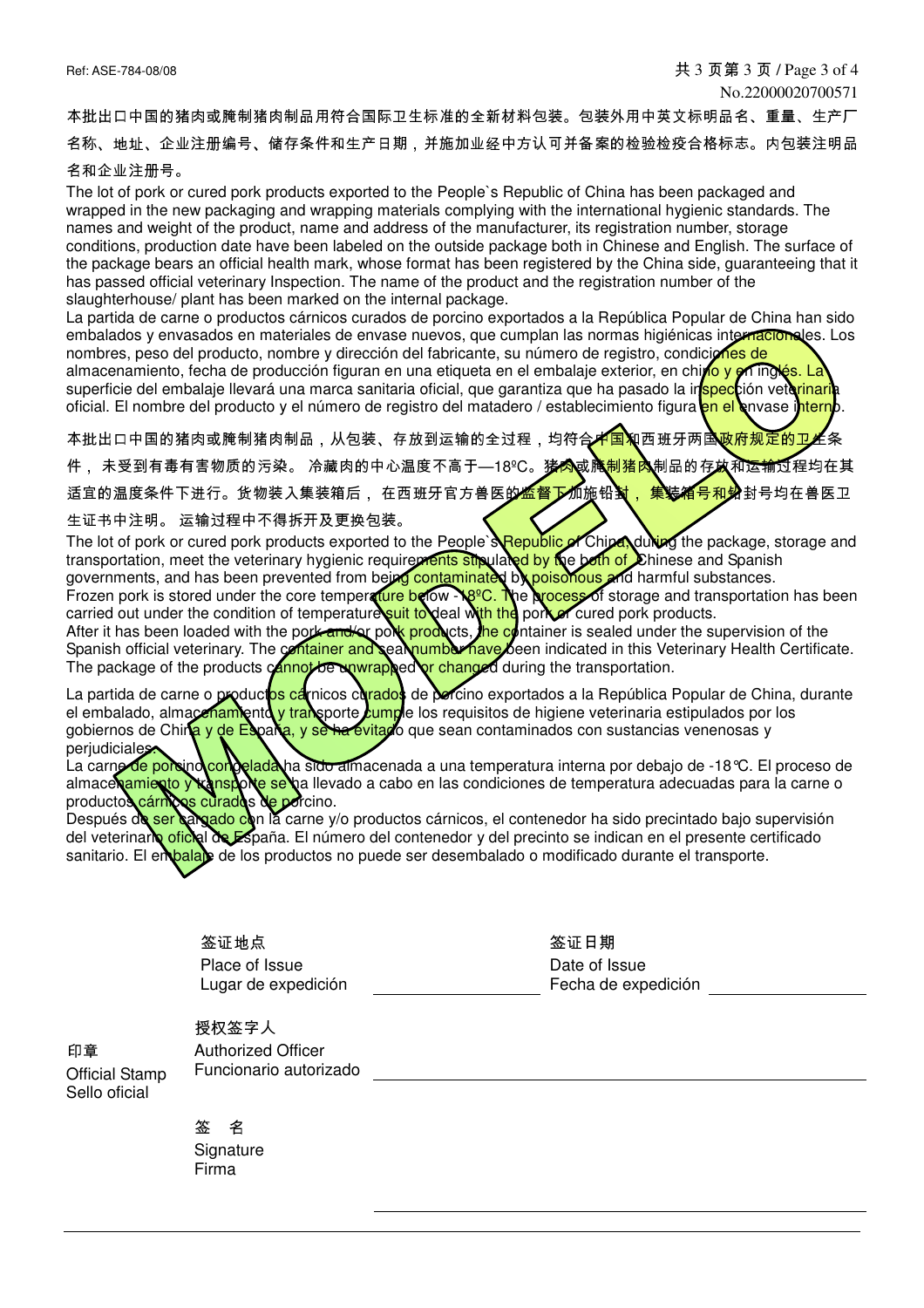No.22000020700571

本批出口中国的猪肉或腌制猪肉制品用符合国际卫生标准的全新材料包装。包装外用中英文标明品名、重量、生产厂名称、地址、企业注册编号、储存条件和生产日期，并施加业经中方认可并备案的检验检疫合格标志。内包装注明品名和企业注册号。

The lot of pork or cured pork products exported to the People`s Republic of China has been packaged and wrapped in the new packaging and wrapping materials complying with the international hygienic standards. The names and weight of the product, name and address of the manufacturer, its registration number, storage conditions, production date have been labeled on the outside package both in Chinese and English. The surface of the package bears an official health mark, whose format has been registered by the China side, guaranteeing that it has passed official veterinary Inspection. The name of the product and the registration number of the slaughterhouse/ plant has been marked on the internal package.

La partida de carne o productos cárnicos curados de porcino exportados a la República Popular de China han sido embalados y envasados en materiales de envase nuevos, que cumplan las normas higiénicas internacionales. Los nombres, peso del producto, nombre y dirección del fabricante, su número de registro, condiciones de almacenamiento, fecha de producción figuran en una etiqueta en el embalaje exterior, en chino y en inglés. La superficie del embalaje llevará una marca sanitaria oficial, que garantiza que ha pasado la inspección veterinaria oficial. El nombre del producto y el número de registro del matadero / establecimiento figura en el envase interno.

本批出口中国的猪肉或腌制猪肉制品，从包装、存放到运输的全过程，均符合中国和西班牙两国政府规定的卫生条件，未受到有毒有害物质的污染。冷藏肉的中心温度不高于—18ºC。猪肉或腌制猪肉制品的存放和运输过程均在其适宜的温度条件下进行。货物装入集装箱后，在西班牙官方兽医的监督下加施铅封，集装箱号和铅封号均在兽医卫生证书中注明。运输过程中不得拆开及更换包装。

The lot of pork or cured pork products exported to the People`s Republic of China, during the package, storage and transportation, meet the veterinary hygienic requirements stipulated by the both of Chinese and Spanish governments, and has been prevented from being contaminated by poisonous and harmful substances.
Frozen pork is stored under the core temperature below -18ºC. The process of storage and transportation has been carried out under the condition of temperature suit to deal with the pork or cured pork products.
After it has been loaded with the pork and/or pork products, the container is sealed under the supervision of the Spanish official veterinary. The container and seal number have been indicated in this Veterinary Health Certificate. The package of the products cannot be unwrapped or changed during the transportation.

La partida de carne o productos cárnicos curados de porcino exportados a la República Popular de China, durante el embalado, almacenamiento y transporte cumple los requisitos de higiene veterinaria estipulados por los gobiernos de China y de España, y se ha evitado que sean contaminados con sustancias venenosas y perjudiciales.
La carne de porcino congelada ha sido almacenada a una temperatura interna por debajo de -18℃. El proceso de almacenamiento y transporte se ha llevado a cabo en las condiciones de temperatura adecuadas para la carne o productos cárnicos curados de porcino.
Después de ser cargado con la carne y/o productos cárnicos, el contenedor ha sido precintado bajo supervisión del veterinario oficial de España. El número del contenedor y del precinto se indican en el presente certificado sanitario. El embalaje de los productos no puede ser desembalado o modificado durante el transporte.

签证地点
Place of Issue
Lugar de expedición ____________

签证日期
Date of Issue
Fecha de expedición ____________

印章
Official Stamp
Sello oficial

授权签字人
Authorized Officer
Funcionario autorizado ____________

签　名
Signature
Firma ____________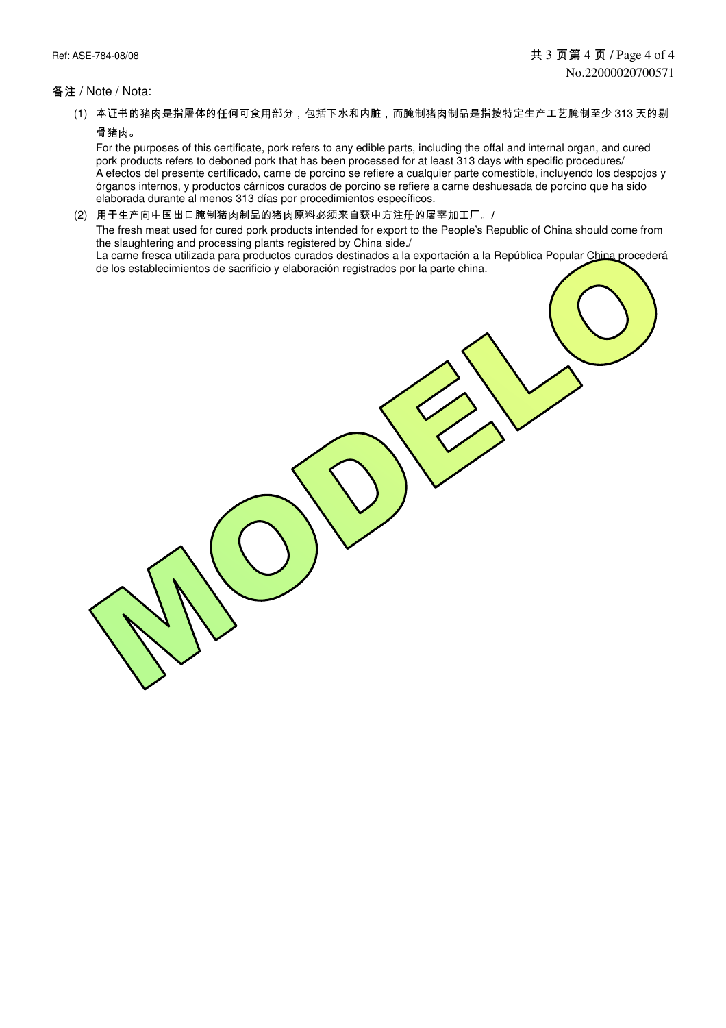备注 / Note / Nota:

(1) 本证书的猪肉是指屠体的任何可食用部分，包括下水和内脏，而腌制猪肉制品是指按特定生产工艺腌制至少 313 天的剔骨猪肉。

For the purposes of this certificate, pork refers to any edible parts, including the offal and internal organ, and cured pork products refers to deboned pork that has been processed for at least 313 days with specific procedures/
A efectos del presente certificado, carne de porcino se refiere a cualquier parte comestible, incluyendo los despojos y órganos internos, y productos cárnicos curados de porcino se refiere a carne deshuesada de porcino que ha sido elaborada durante al menos 313 días por procedimientos específicos.

(2) 用于生产向中国出口腌制猪肉制品的猪肉原料必须来自获中方注册的屠宰加工厂。/

The fresh meat used for cured pork products intended for export to the People's Republic of China should come from the slaughtering and processing plants registered by China side./
La carne fresca utilizada para productos curados destinados a la exportación a la República Popular China procederá de los establecimientos de sacrificio y elaboración registrados por la parte china.

MODELO